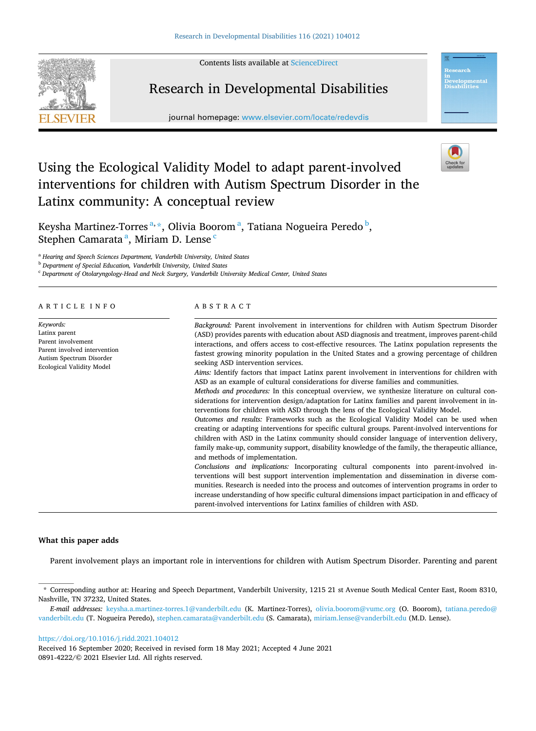# Using the Ecological Validity Model to adapt parent-involved interventions for children with Autism Spectrum Disorder in the Latinx community: A conceptual review

Keysha Martinez-Torres[a,*], Olivia Boorom[a], Tatiana Nogueira Peredo[b], Stephen Camarata[a], Miriam D. Lense[c]

[a] Hearing and Speech Sciences Department, Vanderbilt University, United States

[b] Department of Special Education, Vanderbilt University, United States

[c] Department of Otolaryngology-Head and Neck Surgery, Vanderbilt University Medical Center, United States

## ARTICLE INFO

*Keywords:*
Latinx parent
Parent involvement
Parent involved intervention
Autism Spectrum Disorder
Ecological Validity Model

## ABSTRACT

*Background:* Parent involvement in interventions for children with Autism Spectrum Disorder (ASD) provides parents with education about ASD diagnosis and treatment, improves parent-child interactions, and offers access to cost-effective resources. The Latinx population represents the fastest growing minority population in the United States and a growing percentage of children seeking ASD intervention services.

*Aims:* Identify factors that impact Latinx parent involvement in interventions for children with ASD as an example of cultural considerations for diverse families and communities.

*Methods and procedures:* In this conceptual overview, we synthesize literature on cultural considerations for intervention design/adaptation for Latinx families and parent involvement in interventions for children with ASD through the lens of the Ecological Validity Model.

*Outcomes and results:* Frameworks such as the Ecological Validity Model can be used when creating or adapting interventions for specific cultural groups. Parent-involved interventions for children with ASD in the Latinx community should consider language of intervention delivery, family make-up, community support, disability knowledge of the family, the therapeutic alliance, and methods of implementation.

*Conclusions and implications:* Incorporating cultural components into parent-involved interventions will best support intervention implementation and dissemination in diverse communities. Research is needed into the process and outcomes of intervention programs in order to increase understanding of how specific cultural dimensions impact participation in and efficacy of parent-involved interventions for Latinx families of children with ASD.

## What this paper adds

Parent involvement plays an important role in interventions for children with Autism Spectrum Disorder. Parenting and parent

---

\* Corresponding author at: Hearing and Speech Department, Vanderbilt University, 1215 21 st Avenue South Medical Center East, Room 8310, Nashville, TN 37232, United States.

*E-mail addresses:* keysha.a.martinez-torres.1@vanderbilt.edu (K. Martinez-Torres), olivia.boorom@vumc.org (O. Boorom), tatiana.peredo@vanderbilt.edu (T. Nogueira Peredo), stephen.camarata@vanderbilt.edu (S. Camarata), miriam.lense@vanderbilt.edu (M.D. Lense).

https://doi.org/10.1016/j.ridd.2021.104012

Received 16 September 2020; Received in revised form 18 May 2021; Accepted 4 June 2021

0891-4222/© 2021 Elsevier Ltd. All rights reserved.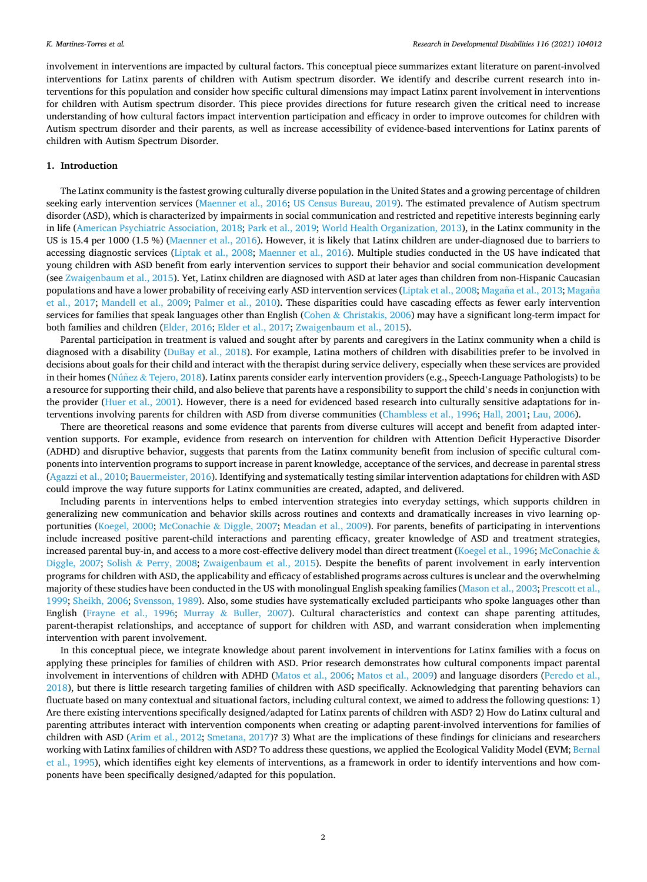involvement in interventions are impacted by cultural factors. This conceptual piece summarizes extant literature on parent-involved interventions for Latinx parents of children with Autism spectrum disorder. We identify and describe current research into interventions for this population and consider how specific cultural dimensions may impact Latinx parent involvement in interventions for children with Autism spectrum disorder. This piece provides directions for future research given the critical need to increase understanding of how cultural factors impact intervention participation and efficacy in order to improve outcomes for children with Autism spectrum disorder and their parents, as well as increase accessibility of evidence-based interventions for Latinx parents of children with Autism Spectrum Disorder.

## 1. Introduction

The Latinx community is the fastest growing culturally diverse population in the United States and a growing percentage of children seeking early intervention services (Maenner et al., 2016; US Census Bureau, 2019). The estimated prevalence of Autism spectrum disorder (ASD), which is characterized by impairments in social communication and restricted and repetitive interests beginning early in life (American Psychiatric Association, 2018; Park et al., 2019; World Health Organization, 2013), in the Latinx community in the US is 15.4 per 1000 (1.5 %) (Maenner et al., 2016). However, it is likely that Latinx children are under-diagnosed due to barriers to accessing diagnostic services (Liptak et al., 2008; Maenner et al., 2016). Multiple studies conducted in the US have indicated that young children with ASD benefit from early intervention services to support their behavior and social communication development (see Zwaigenbaum et al., 2015). Yet, Latinx children are diagnosed with ASD at later ages than children from non-Hispanic Caucasian populations and have a lower probability of receiving early ASD intervention services (Liptak et al., 2008; Magaña et al., 2013; Magaña et al., 2017; Mandell et al., 2009; Palmer et al., 2010). These disparities could have cascading effects as fewer early intervention services for families that speak languages other than English (Cohen & Christakis, 2006) may have a significant long-term impact for both families and children (Elder, 2016; Elder et al., 2017; Zwaigenbaum et al., 2015).

Parental participation in treatment is valued and sought after by parents and caregivers in the Latinx community when a child is diagnosed with a disability (DuBay et al., 2018). For example, Latina mothers of children with disabilities prefer to be involved in decisions about goals for their child and interact with the therapist during service delivery, especially when these services are provided in their homes (Núñez & Tejero, 2018). Latinx parents consider early intervention providers (e.g., Speech-Language Pathologists) to be a resource for supporting their child, and also believe that parents have a responsibility to support the child's needs in conjunction with the provider (Huer et al., 2001). However, there is a need for evidenced based research into culturally sensitive adaptations for interventions involving parents for children with ASD from diverse communities (Chambless et al., 1996; Hall, 2001; Lau, 2006).

There are theoretical reasons and some evidence that parents from diverse cultures will accept and benefit from adapted intervention supports. For example, evidence from research on intervention for children with Attention Deficit Hyperactive Disorder (ADHD) and disruptive behavior, suggests that parents from the Latinx community benefit from inclusion of specific cultural components into intervention programs to support increase in parent knowledge, acceptance of the services, and decrease in parental stress (Agazzi et al., 2010; Bauermeister, 2016). Identifying and systematically testing similar intervention adaptations for children with ASD could improve the way future supports for Latinx communities are created, adapted, and delivered.

Including parents in interventions helps to embed intervention strategies into everyday settings, which supports children in generalizing new communication and behavior skills across routines and contexts and dramatically increases in vivo learning opportunities (Koegel, 2000; McConachie & Diggle, 2007; Meadan et al., 2009). For parents, benefits of participating in interventions include increased positive parent-child interactions and parenting efficacy, greater knowledge of ASD and treatment strategies, increased parental buy-in, and access to a more cost-effective delivery model than direct treatment (Koegel et al., 1996; McConachie & Diggle, 2007; Solish & Perry, 2008; Zwaigenbaum et al., 2015). Despite the benefits of parent involvement in early intervention programs for children with ASD, the applicability and efficacy of established programs across cultures is unclear and the overwhelming majority of these studies have been conducted in the US with monolingual English speaking families (Mason et al., 2003; Prescott et al., 1999; Sheikh, 2006; Svensson, 1989). Also, some studies have systematically excluded participants who spoke languages other than English (Frayne et al., 1996; Murray & Buller, 2007). Cultural characteristics and context can shape parenting attitudes, parent-therapist relationships, and acceptance of support for children with ASD, and warrant consideration when implementing intervention with parent involvement.

In this conceptual piece, we integrate knowledge about parent involvement in interventions for Latinx families with a focus on applying these principles for families of children with ASD. Prior research demonstrates how cultural components impact parental involvement in interventions of children with ADHD (Matos et al., 2006; Matos et al., 2009) and language disorders (Peredo et al., 2018), but there is little research targeting families of children with ASD specifically. Acknowledging that parenting behaviors can fluctuate based on many contextual and situational factors, including cultural context, we aimed to address the following questions: 1) Are there existing interventions specifically designed/adapted for Latinx parents of children with ASD? 2) How do Latinx cultural and parenting attributes interact with intervention components when creating or adapting parent-involved interventions for families of children with ASD (Arim et al., 2012; Smetana, 2017)? 3) What are the implications of these findings for clinicians and researchers working with Latinx families of children with ASD? To address these questions, we applied the Ecological Validity Model (EVM; Bernal et al., 1995), which identifies eight key elements of interventions, as a framework in order to identify interventions and how components have been specifically designed/adapted for this population.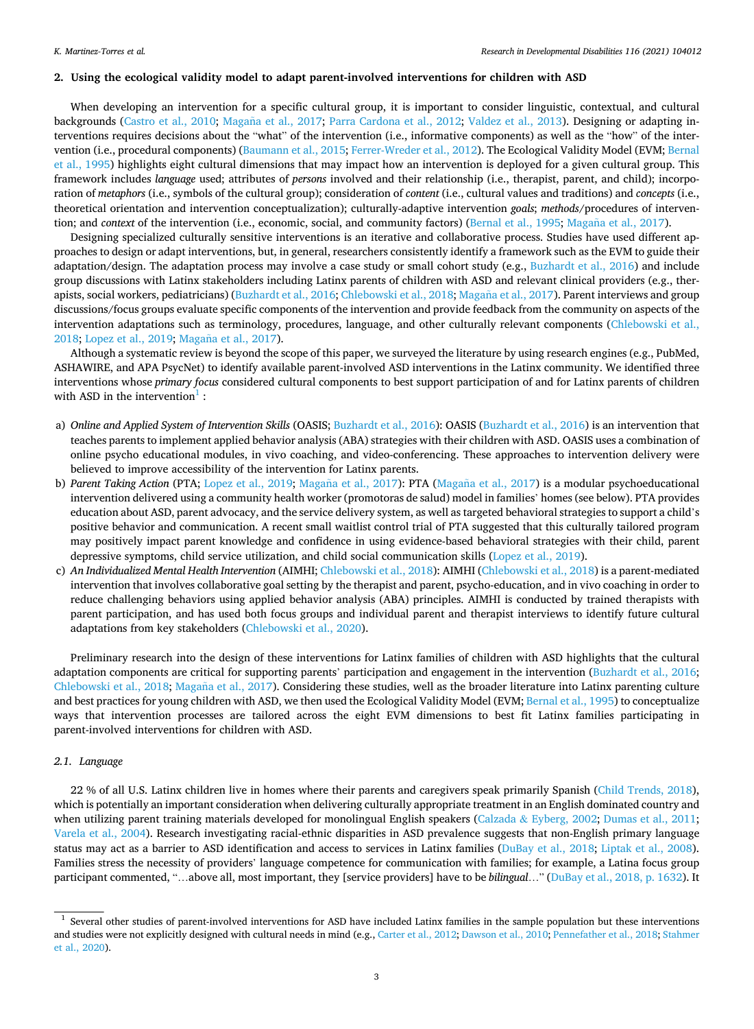## 2. Using the ecological validity model to adapt parent-involved interventions for children with ASD

When developing an intervention for a specific cultural group, it is important to consider linguistic, contextual, and cultural backgrounds (Castro et al., 2010; Magaña et al., 2017; Parra Cardona et al., 2012; Valdez et al., 2013). Designing or adapting interventions requires decisions about the "what" of the intervention (i.e., informative components) as well as the "how" of the intervention (i.e., procedural components) (Baumann et al., 2015; Ferrer-Wreder et al., 2012). The Ecological Validity Model (EVM; Bernal et al., 1995) highlights eight cultural dimensions that may impact how an intervention is deployed for a given cultural group. This framework includes *language* used; attributes of *persons* involved and their relationship (i.e., therapist, parent, and child); incorporation of *metaphors* (i.e., symbols of the cultural group); consideration of *content* (i.e., cultural values and traditions) and *concepts* (i.e., theoretical orientation and intervention conceptualization); culturally-adaptive intervention *goals*; *methods*/procedures of intervention; and *context* of the intervention (i.e., economic, social, and community factors) (Bernal et al., 1995; Magaña et al., 2017).

Designing specialized culturally sensitive interventions is an iterative and collaborative process. Studies have used different approaches to design or adapt interventions, but, in general, researchers consistently identify a framework such as the EVM to guide their adaptation/design. The adaptation process may involve a case study or small cohort study (e.g., Buzhardt et al., 2016) and include group discussions with Latinx stakeholders including Latinx parents of children with ASD and relevant clinical providers (e.g., therapists, social workers, pediatricians) (Buzhardt et al., 2016; Chlebowski et al., 2018; Magaña et al., 2017). Parent interviews and group discussions/focus groups evaluate specific components of the intervention and provide feedback from the community on aspects of the intervention adaptations such as terminology, procedures, language, and other culturally relevant components (Chlebowski et al., 2018; Lopez et al., 2019; Magaña et al., 2017).

Although a systematic review is beyond the scope of this paper, we surveyed the literature by using research engines (e.g., PubMed, ASHAWIRE, and APA PsycNet) to identify available parent-involved ASD interventions in the Latinx community. We identified three interventions whose *primary focus* considered cultural components to best support participation of and for Latinx parents of children with ASD in the intervention[1] :

a) *Online and Applied System of Intervention Skills* (OASIS; Buzhardt et al., 2016): OASIS (Buzhardt et al., 2016) is an intervention that teaches parents to implement applied behavior analysis (ABA) strategies with their children with ASD. OASIS uses a combination of online psycho educational modules, in vivo coaching, and video-conferencing. These approaches to intervention delivery were believed to improve accessibility of the intervention for Latinx parents.
b) *Parent Taking Action* (PTA; Lopez et al., 2019; Magaña et al., 2017): PTA (Magaña et al., 2017) is a modular psychoeducational intervention delivered using a community health worker (promotoras de salud) model in families' homes (see below). PTA provides education about ASD, parent advocacy, and the service delivery system, as well as targeted behavioral strategies to support a child's positive behavior and communication. A recent small waitlist control trial of PTA suggested that this culturally tailored program may positively impact parent knowledge and confidence in using evidence-based behavioral strategies with their child, parent depressive symptoms, child service utilization, and child social communication skills (Lopez et al., 2019).
c) *An Individualized Mental Health Intervention* (AIMHI; Chlebowski et al., 2018): AIMHI (Chlebowski et al., 2018) is a parent-mediated intervention that involves collaborative goal setting by the therapist and parent, psycho-education, and in vivo coaching in order to reduce challenging behaviors using applied behavior analysis (ABA) principles. AIMHI is conducted by trained therapists with parent participation, and has used both focus groups and individual parent and therapist interviews to identify future cultural adaptations from key stakeholders (Chlebowski et al., 2020).

Preliminary research into the design of these interventions for Latinx families of children with ASD highlights that the cultural adaptation components are critical for supporting parents' participation and engagement in the intervention (Buzhardt et al., 2016; Chlebowski et al., 2018; Magaña et al., 2017). Considering these studies, well as the broader literature into Latinx parenting culture and best practices for young children with ASD, we then used the Ecological Validity Model (EVM; Bernal et al., 1995) to conceptualize ways that intervention processes are tailored across the eight EVM dimensions to best fit Latinx families participating in parent-involved interventions for children with ASD.

### 2.1. Language

22 % of all U.S. Latinx children live in homes where their parents and caregivers speak primarily Spanish (Child Trends, 2018), which is potentially an important consideration when delivering culturally appropriate treatment in an English dominated country and when utilizing parent training materials developed for monolingual English speakers (Calzada & Eyberg, 2002; Dumas et al., 2011; Varela et al., 2004). Research investigating racial-ethnic disparities in ASD prevalence suggests that non-English primary language status may act as a barrier to ASD identification and access to services in Latinx families (DuBay et al., 2018; Liptak et al., 2008). Families stress the necessity of providers' language competence for communication with families; for example, a Latina focus group participant commented, "…above all, most important, they [service providers] have to be *bilingual*…" (DuBay et al., 2018, p. 1632). It

[1] Several other studies of parent-involved interventions for ASD have included Latinx families in the sample population but these interventions and studies were not explicitly designed with cultural needs in mind (e.g., Carter et al., 2012; Dawson et al., 2010; Pennefather et al., 2018; Stahmer et al., 2020).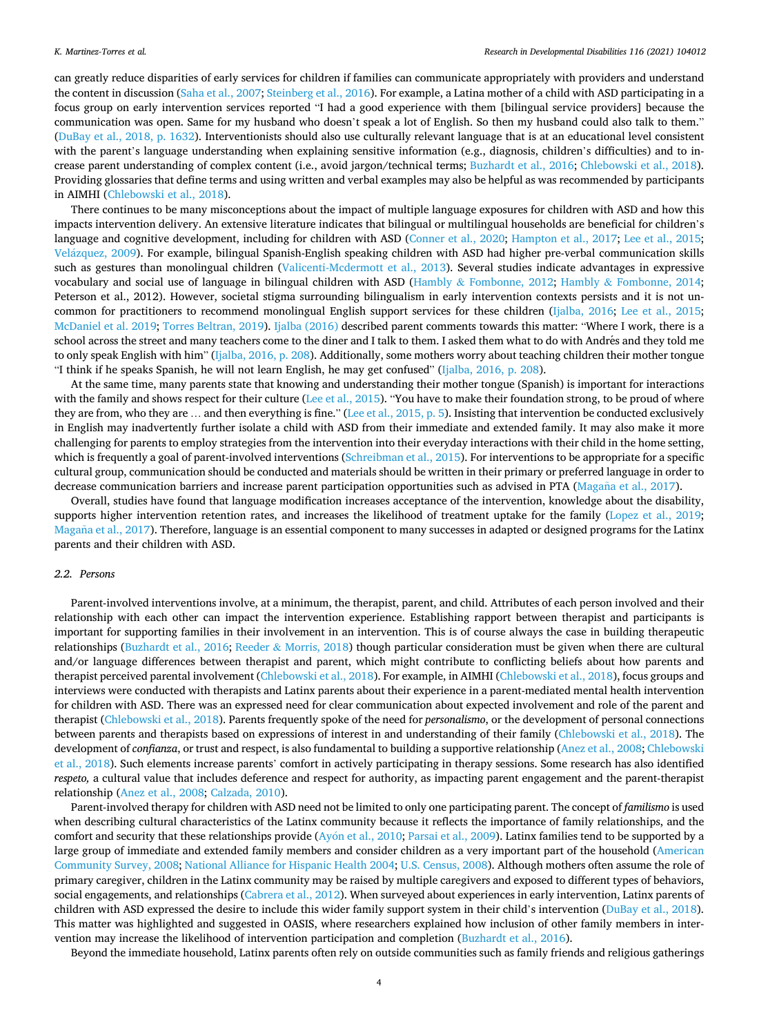can greatly reduce disparities of early services for children if families can communicate appropriately with providers and understand the content in discussion (Saha et al., 2007; Steinberg et al., 2016). For example, a Latina mother of a child with ASD participating in a focus group on early intervention services reported "I had a good experience with them [bilingual service providers] because the communication was open. Same for my husband who doesn't speak a lot of English. So then my husband could also talk to them." (DuBay et al., 2018, p. 1632). Interventionists should also use culturally relevant language that is at an educational level consistent with the parent's language understanding when explaining sensitive information (e.g., diagnosis, children's difficulties) and to increase parent understanding of complex content (i.e., avoid jargon/technical terms; Buzhardt et al., 2016; Chlebowski et al., 2018). Providing glossaries that define terms and using written and verbal examples may also be helpful as was recommended by participants in AIMHI (Chlebowski et al., 2018).

There continues to be many misconceptions about the impact of multiple language exposures for children with ASD and how this impacts intervention delivery. An extensive literature indicates that bilingual or multilingual households are beneficial for children's language and cognitive development, including for children with ASD (Conner et al., 2020; Hampton et al., 2017; Lee et al., 2015; Velázquez, 2009). For example, bilingual Spanish-English speaking children with ASD had higher pre-verbal communication skills such as gestures than monolingual children (Valicenti-Mcdermott et al., 2013). Several studies indicate advantages in expressive vocabulary and social use of language in bilingual children with ASD (Hambly & Fombonne, 2012; Hambly & Fombonne, 2014; Peterson et al., 2012). However, societal stigma surrounding bilingualism in early intervention contexts persists and it is not uncommon for practitioners to recommend monolingual English support services for these children (Ijalba, 2016; Lee et al., 2015; McDaniel et al. 2019; Torres Beltran, 2019). Ijalba (2016) described parent comments towards this matter: "Where I work, there is a school across the street and many teachers come to the diner and I talk to them. I asked them what to do with Andrés and they told me to only speak English with him" (Ijalba, 2016, p. 208). Additionally, some mothers worry about teaching children their mother tongue "I think if he speaks Spanish, he will not learn English, he may get confused" (Ijalba, 2016, p. 208).

At the same time, many parents state that knowing and understanding their mother tongue (Spanish) is important for interactions with the family and shows respect for their culture (Lee et al., 2015). "You have to make their foundation strong, to be proud of where they are from, who they are … and then everything is fine." (Lee et al., 2015, p. 5). Insisting that intervention be conducted exclusively in English may inadvertently further isolate a child with ASD from their immediate and extended family. It may also make it more challenging for parents to employ strategies from the intervention into their everyday interactions with their child in the home setting, which is frequently a goal of parent-involved interventions (Schreibman et al., 2015). For interventions to be appropriate for a specific cultural group, communication should be conducted and materials should be written in their primary or preferred language in order to decrease communication barriers and increase parent participation opportunities such as advised in PTA (Magaña et al., 2017).

Overall, studies have found that language modification increases acceptance of the intervention, knowledge about the disability, supports higher intervention retention rates, and increases the likelihood of treatment uptake for the family (Lopez et al., 2019; Magaña et al., 2017). Therefore, language is an essential component to many successes in adapted or designed programs for the Latinx parents and their children with ASD.

### 2.2. Persons

Parent-involved interventions involve, at a minimum, the therapist, parent, and child. Attributes of each person involved and their relationship with each other can impact the intervention experience. Establishing rapport between therapist and participants is important for supporting families in their involvement in an intervention. This is of course always the case in building therapeutic relationships (Buzhardt et al., 2016; Reeder & Morris, 2018) though particular consideration must be given when there are cultural and/or language differences between therapist and parent, which might contribute to conflicting beliefs about how parents and therapist perceived parental involvement (Chlebowski et al., 2018). For example, in AIMHI (Chlebowski et al., 2018), focus groups and interviews were conducted with therapists and Latinx parents about their experience in a parent-mediated mental health intervention for children with ASD. There was an expressed need for clear communication about expected involvement and role of the parent and therapist (Chlebowski et al., 2018). Parents frequently spoke of the need for *personalismo*, or the development of personal connections between parents and therapists based on expressions of interest in and understanding of their family (Chlebowski et al., 2018). The development of *confianza*, or trust and respect, is also fundamental to building a supportive relationship (Anez et al., 2008; Chlebowski et al., 2018). Such elements increase parents' comfort in actively participating in therapy sessions. Some research has also identified *respeto,* a cultural value that includes deference and respect for authority, as impacting parent engagement and the parent-therapist relationship (Anez et al., 2008; Calzada, 2010).

Parent-involved therapy for children with ASD need not be limited to only one participating parent. The concept of *familismo* is used when describing cultural characteristics of the Latinx community because it reflects the importance of family relationships, and the comfort and security that these relationships provide (Ayón et al., 2010; Parsai et al., 2009). Latinx families tend to be supported by a large group of immediate and extended family members and consider children as a very important part of the household (American Community Survey, 2008; National Alliance for Hispanic Health 2004; U.S. Census, 2008). Although mothers often assume the role of primary caregiver, children in the Latinx community may be raised by multiple caregivers and exposed to different types of behaviors, social engagements, and relationships (Cabrera et al., 2012). When surveyed about experiences in early intervention, Latinx parents of children with ASD expressed the desire to include this wider family support system in their child's intervention (DuBay et al., 2018). This matter was highlighted and suggested in OASIS, where researchers explained how inclusion of other family members in intervention may increase the likelihood of intervention participation and completion (Buzhardt et al., 2016).

Beyond the immediate household, Latinx parents often rely on outside communities such as family friends and religious gatherings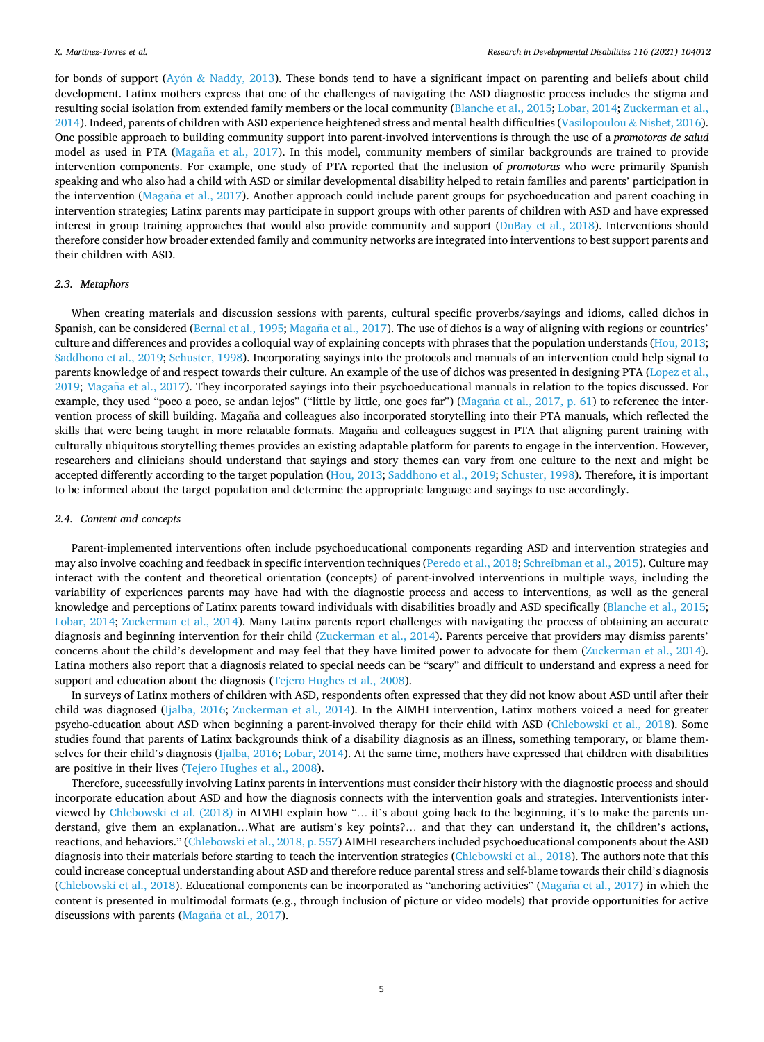for bonds of support (Ayón & Naddy, 2013). These bonds tend to have a significant impact on parenting and beliefs about child development. Latinx mothers express that one of the challenges of navigating the ASD diagnostic process includes the stigma and resulting social isolation from extended family members or the local community (Blanche et al., 2015; Lobar, 2014; Zuckerman et al., 2014). Indeed, parents of children with ASD experience heightened stress and mental health difficulties (Vasilopoulou & Nisbet, 2016). One possible approach to building community support into parent-involved interventions is through the use of a *promotoras de salud* model as used in PTA (Magaña et al., 2017). In this model, community members of similar backgrounds are trained to provide intervention components. For example, one study of PTA reported that the inclusion of *promotoras* who were primarily Spanish speaking and who also had a child with ASD or similar developmental disability helped to retain families and parents' participation in the intervention (Magaña et al., 2017). Another approach could include parent groups for psychoeducation and parent coaching in intervention strategies; Latinx parents may participate in support groups with other parents of children with ASD and have expressed interest in group training approaches that would also provide community and support (DuBay et al., 2018). Interventions should therefore consider how broader extended family and community networks are integrated into interventions to best support parents and their children with ASD.

### 2.3. Metaphors

When creating materials and discussion sessions with parents, cultural specific proverbs/sayings and idioms, called dichos in Spanish, can be considered (Bernal et al., 1995; Magaña et al., 2017). The use of dichos is a way of aligning with regions or countries' culture and differences and provides a colloquial way of explaining concepts with phrases that the population understands (Hou, 2013; Saddhono et al., 2019; Schuster, 1998). Incorporating sayings into the protocols and manuals of an intervention could help signal to parents knowledge of and respect towards their culture. An example of the use of dichos was presented in designing PTA (Lopez et al., 2019; Magaña et al., 2017). They incorporated sayings into their psychoeducational manuals in relation to the topics discussed. For example, they used "poco a poco, se andan lejos" ("little by little, one goes far") (Magaña et al., 2017, p. 61) to reference the intervention process of skill building. Magaña and colleagues also incorporated storytelling into their PTA manuals, which reflected the skills that were being taught in more relatable formats. Magaña and colleagues suggest in PTA that aligning parent training with culturally ubiquitous storytelling themes provides an existing adaptable platform for parents to engage in the intervention. However, researchers and clinicians should understand that sayings and story themes can vary from one culture to the next and might be accepted differently according to the target population (Hou, 2013; Saddhono et al., 2019; Schuster, 1998). Therefore, it is important to be informed about the target population and determine the appropriate language and sayings to use accordingly.

### 2.4. Content and concepts

Parent-implemented interventions often include psychoeducational components regarding ASD and intervention strategies and may also involve coaching and feedback in specific intervention techniques (Peredo et al., 2018; Schreibman et al., 2015). Culture may interact with the content and theoretical orientation (concepts) of parent-involved interventions in multiple ways, including the variability of experiences parents may have had with the diagnostic process and access to interventions, as well as the general knowledge and perceptions of Latinx parents toward individuals with disabilities broadly and ASD specifically (Blanche et al., 2015; Lobar, 2014; Zuckerman et al., 2014). Many Latinx parents report challenges with navigating the process of obtaining an accurate diagnosis and beginning intervention for their child (Zuckerman et al., 2014). Parents perceive that providers may dismiss parents' concerns about the child's development and may feel that they have limited power to advocate for them (Zuckerman et al., 2014). Latina mothers also report that a diagnosis related to special needs can be "scary" and difficult to understand and express a need for support and education about the diagnosis (Tejero Hughes et al., 2008).

In surveys of Latinx mothers of children with ASD, respondents often expressed that they did not know about ASD until after their child was diagnosed (Ijalba, 2016; Zuckerman et al., 2014). In the AIMHI intervention, Latinx mothers voiced a need for greater psycho-education about ASD when beginning a parent-involved therapy for their child with ASD (Chlebowski et al., 2018). Some studies found that parents of Latinx backgrounds think of a disability diagnosis as an illness, something temporary, or blame themselves for their child's diagnosis (Ijalba, 2016; Lobar, 2014). At the same time, mothers have expressed that children with disabilities are positive in their lives (Tejero Hughes et al., 2008).

Therefore, successfully involving Latinx parents in interventions must consider their history with the diagnostic process and should incorporate education about ASD and how the diagnosis connects with the intervention goals and strategies. Interventionists interviewed by Chlebowski et al. (2018) in AIMHI explain how "… it's about going back to the beginning, it's to make the parents understand, give them an explanation…What are autism's key points?… and that they can understand it, the children's actions, reactions, and behaviors." (Chlebowski et al., 2018, p. 557) AIMHI researchers included psychoeducational components about the ASD diagnosis into their materials before starting to teach the intervention strategies (Chlebowski et al., 2018). The authors note that this could increase conceptual understanding about ASD and therefore reduce parental stress and self-blame towards their child's diagnosis (Chlebowski et al., 2018). Educational components can be incorporated as "anchoring activities" (Magaña et al., 2017) in which the content is presented in multimodal formats (e.g., through inclusion of picture or video models) that provide opportunities for active discussions with parents (Magaña et al., 2017).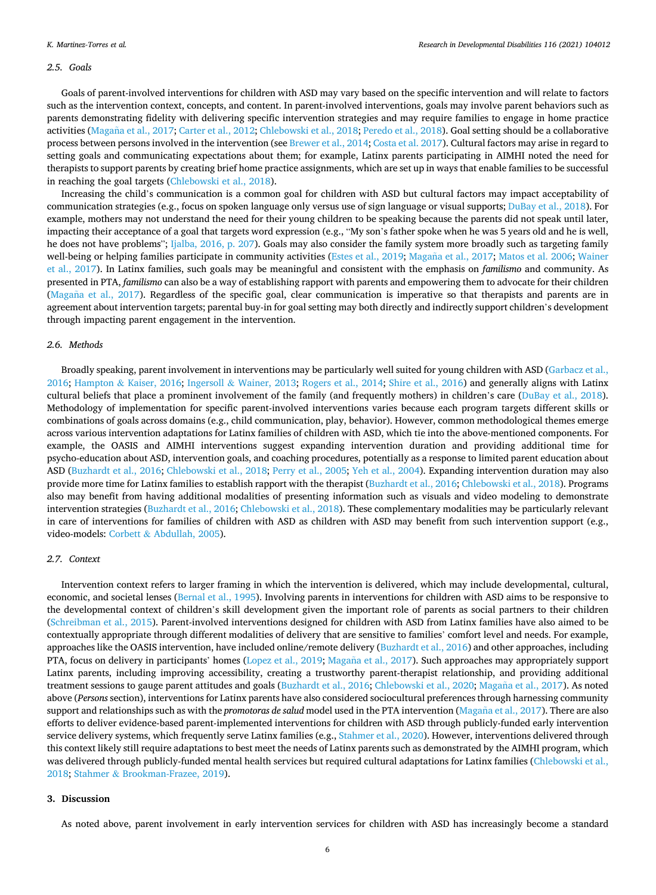### 2.5. Goals

Goals of parent-involved interventions for children with ASD may vary based on the specific intervention and will relate to factors such as the intervention context, concepts, and content. In parent-involved interventions, goals may involve parent behaviors such as parents demonstrating fidelity with delivering specific intervention strategies and may require families to engage in home practice activities (Magaña et al., 2017; Carter et al., 2012; Chlebowski et al., 2018; Peredo et al., 2018). Goal setting should be a collaborative process between persons involved in the intervention (see Brewer et al., 2014; Costa et al. 2017). Cultural factors may arise in regard to setting goals and communicating expectations about them; for example, Latinx parents participating in AIMHI noted the need for therapists to support parents by creating brief home practice assignments, which are set up in ways that enable families to be successful in reaching the goal targets (Chlebowski et al., 2018).

Increasing the child's communication is a common goal for children with ASD but cultural factors may impact acceptability of communication strategies (e.g., focus on spoken language only versus use of sign language or visual supports; DuBay et al., 2018). For example, mothers may not understand the need for their young children to be speaking because the parents did not speak until later, impacting their acceptance of a goal that targets word expression (e.g., "My son's father spoke when he was 5 years old and he is well, he does not have problems"; Ijalba, 2016, p. 207). Goals may also consider the family system more broadly such as targeting family well-being or helping families participate in community activities (Estes et al., 2019; Magaña et al., 2017; Matos et al. 2006; Wainer et al., 2017). In Latinx families, such goals may be meaningful and consistent with the emphasis on *familismo* and community. As presented in PTA, *familismo* can also be a way of establishing rapport with parents and empowering them to advocate for their children (Magaña et al., 2017). Regardless of the specific goal, clear communication is imperative so that therapists and parents are in agreement about intervention targets; parental buy-in for goal setting may both directly and indirectly support children's development through impacting parent engagement in the intervention.

### 2.6. Methods

Broadly speaking, parent involvement in interventions may be particularly well suited for young children with ASD (Garbacz et al., 2016; Hampton & Kaiser, 2016; Ingersoll & Wainer, 2013; Rogers et al., 2014; Shire et al., 2016) and generally aligns with Latinx cultural beliefs that place a prominent involvement of the family (and frequently mothers) in children's care (DuBay et al., 2018). Methodology of implementation for specific parent-involved interventions varies because each program targets different skills or combinations of goals across domains (e.g., child communication, play, behavior). However, common methodological themes emerge across various intervention adaptations for Latinx families of children with ASD, which tie into the above-mentioned components. For example, the OASIS and AIMHI interventions suggest expanding intervention duration and providing additional time for psycho-education about ASD, intervention goals, and coaching procedures, potentially as a response to limited parent education about ASD (Buzhardt et al., 2016; Chlebowski et al., 2018; Perry et al., 2005; Yeh et al., 2004). Expanding intervention duration may also provide more time for Latinx families to establish rapport with the therapist (Buzhardt et al., 2016; Chlebowski et al., 2018). Programs also may benefit from having additional modalities of presenting information such as visuals and video modeling to demonstrate intervention strategies (Buzhardt et al., 2016; Chlebowski et al., 2018). These complementary modalities may be particularly relevant in care of interventions for families of children with ASD as children with ASD may benefit from such intervention support (e.g., video-models: Corbett & Abdullah, 2005).

### 2.7. Context

Intervention context refers to larger framing in which the intervention is delivered, which may include developmental, cultural, economic, and societal lenses (Bernal et al., 1995). Involving parents in interventions for children with ASD aims to be responsive to the developmental context of children's skill development given the important role of parents as social partners to their children (Schreibman et al., 2015). Parent-involved interventions designed for children with ASD from Latinx families have also aimed to be contextually appropriate through different modalities of delivery that are sensitive to families' comfort level and needs. For example, approaches like the OASIS intervention, have included online/remote delivery (Buzhardt et al., 2016) and other approaches, including PTA, focus on delivery in participants' homes (Lopez et al., 2019; Magaña et al., 2017). Such approaches may appropriately support Latinx parents, including improving accessibility, creating a trustworthy parent-therapist relationship, and providing additional treatment sessions to gauge parent attitudes and goals (Buzhardt et al., 2016; Chlebowski et al., 2020; Magaña et al., 2017). As noted above (*Persons* section), interventions for Latinx parents have also considered sociocultural preferences through harnessing community support and relationships such as with the *promotoras de salud* model used in the PTA intervention (Magaña et al., 2017). There are also efforts to deliver evidence-based parent-implemented interventions for children with ASD through publicly-funded early intervention service delivery systems, which frequently serve Latinx families (e.g., Stahmer et al., 2020). However, interventions delivered through this context likely still require adaptations to best meet the needs of Latinx parents such as demonstrated by the AIMHI program, which was delivered through publicly-funded mental health services but required cultural adaptations for Latinx families (Chlebowski et al., 2018; Stahmer & Brookman-Frazee, 2019).

## 3. Discussion

As noted above, parent involvement in early intervention services for children with ASD has increasingly become a standard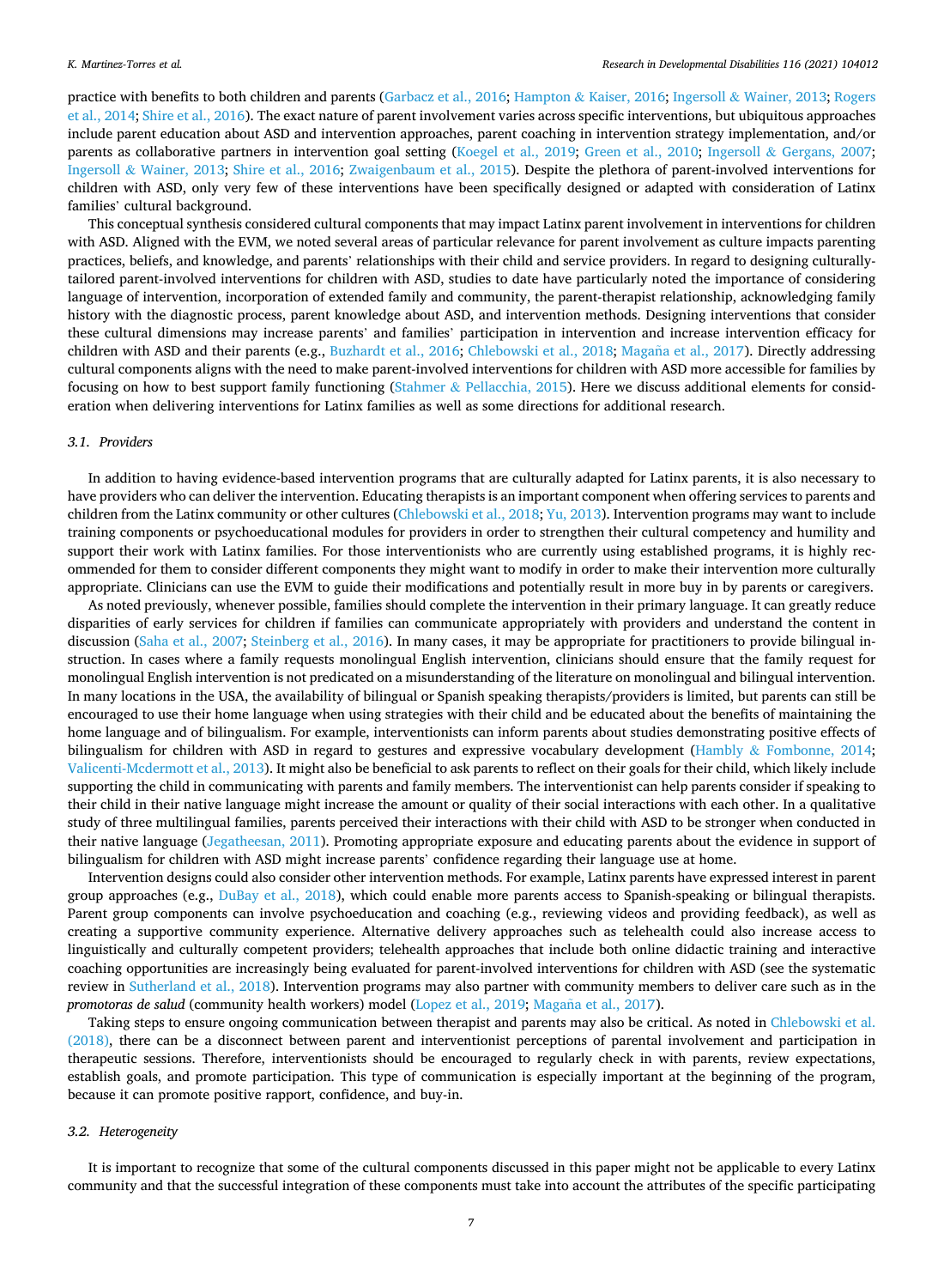practice with benefits to both children and parents (Garbacz et al., 2016; Hampton & Kaiser, 2016; Ingersoll & Wainer, 2013; Rogers et al., 2014; Shire et al., 2016). The exact nature of parent involvement varies across specific interventions, but ubiquitous approaches include parent education about ASD and intervention approaches, parent coaching in intervention strategy implementation, and/or parents as collaborative partners in intervention goal setting (Koegel et al., 2019; Green et al., 2010; Ingersoll & Gergans, 2007; Ingersoll & Wainer, 2013; Shire et al., 2016; Zwaigenbaum et al., 2015). Despite the plethora of parent-involved interventions for children with ASD, only very few of these interventions have been specifically designed or adapted with consideration of Latinx families' cultural background.

This conceptual synthesis considered cultural components that may impact Latinx parent involvement in interventions for children with ASD. Aligned with the EVM, we noted several areas of particular relevance for parent involvement as culture impacts parenting practices, beliefs, and knowledge, and parents' relationships with their child and service providers. In regard to designing culturally-tailored parent-involved interventions for children with ASD, studies to date have particularly noted the importance of considering language of intervention, incorporation of extended family and community, the parent-therapist relationship, acknowledging family history with the diagnostic process, parent knowledge about ASD, and intervention methods. Designing interventions that consider these cultural dimensions may increase parents' and families' participation in intervention and increase intervention efficacy for children with ASD and their parents (e.g., Buzhardt et al., 2016; Chlebowski et al., 2018; Magaña et al., 2017). Directly addressing cultural components aligns with the need to make parent-involved interventions for children with ASD more accessible for families by focusing on how to best support family functioning (Stahmer & Pellacchia, 2015). Here we discuss additional elements for consideration when delivering interventions for Latinx families as well as some directions for additional research.

### 3.1. Providers

In addition to having evidence-based intervention programs that are culturally adapted for Latinx parents, it is also necessary to have providers who can deliver the intervention. Educating therapists is an important component when offering services to parents and children from the Latinx community or other cultures (Chlebowski et al., 2018; Yu, 2013). Intervention programs may want to include training components or psychoeducational modules for providers in order to strengthen their cultural competency and humility and support their work with Latinx families. For those interventionists who are currently using established programs, it is highly recommended for them to consider different components they might want to modify in order to make their intervention more culturally appropriate. Clinicians can use the EVM to guide their modifications and potentially result in more buy in by parents or caregivers.

As noted previously, whenever possible, families should complete the intervention in their primary language. It can greatly reduce disparities of early services for children if families can communicate appropriately with providers and understand the content in discussion (Saha et al., 2007; Steinberg et al., 2016). In many cases, it may be appropriate for practitioners to provide bilingual instruction. In cases where a family requests monolingual English intervention, clinicians should ensure that the family request for monolingual English intervention is not predicated on a misunderstanding of the literature on monolingual and bilingual intervention. In many locations in the USA, the availability of bilingual or Spanish speaking therapists/providers is limited, but parents can still be encouraged to use their home language when using strategies with their child and be educated about the benefits of maintaining the home language and of bilingualism. For example, interventionists can inform parents about studies demonstrating positive effects of bilingualism for children with ASD in regard to gestures and expressive vocabulary development (Hambly & Fombonne, 2014; Valicenti-Mcdermott et al., 2013). It might also be beneficial to ask parents to reflect on their goals for their child, which likely include supporting the child in communicating with parents and family members. The interventionist can help parents consider if speaking to their child in their native language might increase the amount or quality of their social interactions with each other. In a qualitative study of three multilingual families, parents perceived their interactions with their child with ASD to be stronger when conducted in their native language (Jegatheesan, 2011). Promoting appropriate exposure and educating parents about the evidence in support of bilingualism for children with ASD might increase parents' confidence regarding their language use at home.

Intervention designs could also consider other intervention methods. For example, Latinx parents have expressed interest in parent group approaches (e.g., DuBay et al., 2018), which could enable more parents access to Spanish-speaking or bilingual therapists. Parent group components can involve psychoeducation and coaching (e.g., reviewing videos and providing feedback), as well as creating a supportive community experience. Alternative delivery approaches such as telehealth could also increase access to linguistically and culturally competent providers; telehealth approaches that include both online didactic training and interactive coaching opportunities are increasingly being evaluated for parent-involved interventions for children with ASD (see the systematic review in Sutherland et al., 2018). Intervention programs may also partner with community members to deliver care such as in the *promotoras de salud* (community health workers) model (Lopez et al., 2019; Magaña et al., 2017).

Taking steps to ensure ongoing communication between therapist and parents may also be critical. As noted in Chlebowski et al. (2018), there can be a disconnect between parent and interventionist perceptions of parental involvement and participation in therapeutic sessions. Therefore, interventionists should be encouraged to regularly check in with parents, review expectations, establish goals, and promote participation. This type of communication is especially important at the beginning of the program, because it can promote positive rapport, confidence, and buy-in.

### 3.2. Heterogeneity

It is important to recognize that some of the cultural components discussed in this paper might not be applicable to every Latinx community and that the successful integration of these components must take into account the attributes of the specific participating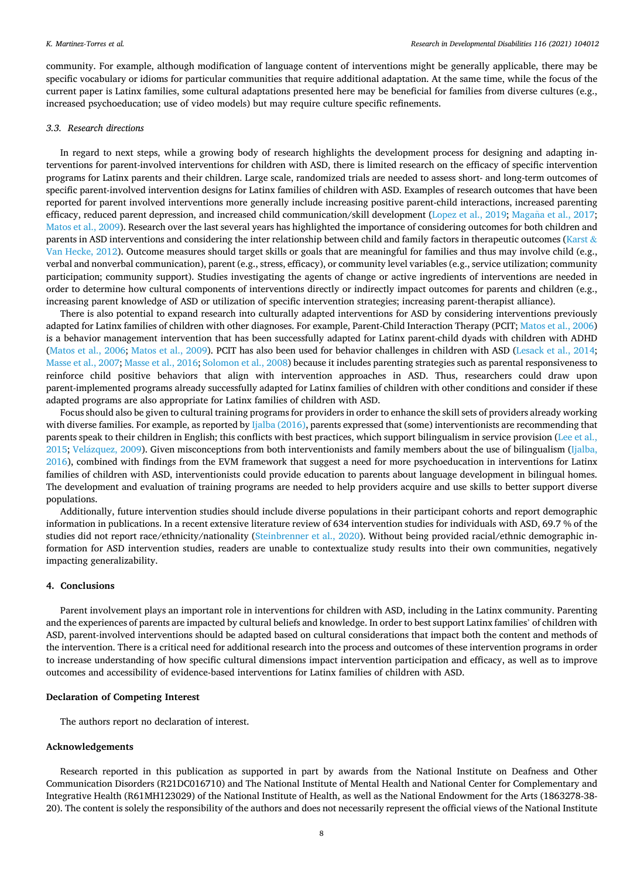community. For example, although modification of language content of interventions might be generally applicable, there may be specific vocabulary or idioms for particular communities that require additional adaptation. At the same time, while the focus of the current paper is Latinx families, some cultural adaptations presented here may be beneficial for families from diverse cultures (e.g., increased psychoeducation; use of video models) but may require culture specific refinements.

### 3.3. Research directions

In regard to next steps, while a growing body of research highlights the development process for designing and adapting interventions for parent-involved interventions for children with ASD, there is limited research on the efficacy of specific intervention programs for Latinx parents and their children. Large scale, randomized trials are needed to assess short- and long-term outcomes of specific parent-involved intervention designs for Latinx families of children with ASD. Examples of research outcomes that have been reported for parent involved interventions more generally include increasing positive parent-child interactions, increased parenting efficacy, reduced parent depression, and increased child communication/skill development (Lopez et al., 2019; Magaña et al., 2017; Matos et al., 2009). Research over the last several years has highlighted the importance of considering outcomes for both children and parents in ASD interventions and considering the inter relationship between child and family factors in therapeutic outcomes (Karst & Van Hecke, 2012). Outcome measures should target skills or goals that are meaningful for families and thus may involve child (e.g., verbal and nonverbal communication), parent (e.g., stress, efficacy), or community level variables (e.g., service utilization; community participation; community support). Studies investigating the agents of change or active ingredients of interventions are needed in order to determine how cultural components of interventions directly or indirectly impact outcomes for parents and children (e.g., increasing parent knowledge of ASD or utilization of specific intervention strategies; increasing parent-therapist alliance).

There is also potential to expand research into culturally adapted interventions for ASD by considering interventions previously adapted for Latinx families of children with other diagnoses. For example, Parent-Child Interaction Therapy (PCIT; Matos et al., 2006) is a behavior management intervention that has been successfully adapted for Latinx parent-child dyads with children with ADHD (Matos et al., 2006; Matos et al., 2009). PCIT has also been used for behavior challenges in children with ASD (Lesack et al., 2014; Masse et al., 2007; Masse et al., 2016; Solomon et al., 2008) because it includes parenting strategies such as parental responsiveness to reinforce child positive behaviors that align with intervention approaches in ASD. Thus, researchers could draw upon parent-implemented programs already successfully adapted for Latinx families of children with other conditions and consider if these adapted programs are also appropriate for Latinx families of children with ASD.

Focus should also be given to cultural training programs for providers in order to enhance the skill sets of providers already working with diverse families. For example, as reported by Ijalba (2016), parents expressed that (some) interventionists are recommending that parents speak to their children in English; this conflicts with best practices, which support bilingualism in service provision (Lee et al., 2015; Velázquez, 2009). Given misconceptions from both interventionists and family members about the use of bilingualism (Ijalba, 2016), combined with findings from the EVM framework that suggest a need for more psychoeducation in interventions for Latinx families of children with ASD, interventionists could provide education to parents about language development in bilingual homes. The development and evaluation of training programs are needed to help providers acquire and use skills to better support diverse populations.

Additionally, future intervention studies should include diverse populations in their participant cohorts and report demographic information in publications. In a recent extensive literature review of 634 intervention studies for individuals with ASD, 69.7 % of the studies did not report race/ethnicity/nationality (Steinbrenner et al., 2020). Without being provided racial/ethnic demographic information for ASD intervention studies, readers are unable to contextualize study results into their own communities, negatively impacting generalizability.

## 4. Conclusions

Parent involvement plays an important role in interventions for children with ASD, including in the Latinx community. Parenting and the experiences of parents are impacted by cultural beliefs and knowledge. In order to best support Latinx families' of children with ASD, parent-involved interventions should be adapted based on cultural considerations that impact both the content and methods of the intervention. There is a critical need for additional research into the process and outcomes of these intervention programs in order to increase understanding of how specific cultural dimensions impact intervention participation and efficacy, as well as to improve outcomes and accessibility of evidence-based interventions for Latinx families of children with ASD.

## Declaration of Competing Interest

The authors report no declaration of interest.

## Acknowledgements

Research reported in this publication as supported in part by awards from the National Institute on Deafness and Other Communication Disorders (R21DC016710) and The National Institute of Mental Health and National Center for Complementary and Integrative Health (R61MH123029) of the National Institute of Health, as well as the National Endowment for the Arts (1863278-38-20). The content is solely the responsibility of the authors and does not necessarily represent the official views of the National Institute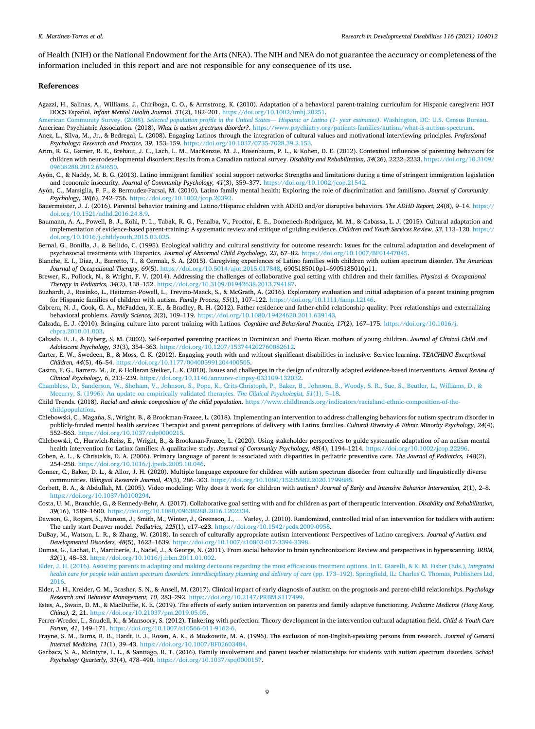of Health (NIH) or the National Endowment for the Arts (NEA). The NIH and NEA do not guarantee the accuracy or completeness of the information included in this report and are not responsible for any consequence of its use.

## References

Agazzi, H., Salinas, A., Williams, J., Chiriboga, C. O., & Armstrong, K. (2010). Adaptation of a behavioral parent-training curriculum for Hispanic caregivers: HOT DOCS Español. *Infant Mental Health Journal, 31*(2), 182–201. https://doi.org/10.1002/imhj.20251.

American Community Survey. (2008). *Selected population profile in the United States— Hispanic or Latino (1- year estimates)*. Washington, DC: U.S. Census Bureau.

American Psychiatric Association. (2018). *What is autism spectrum disorder?*. https://www.psychiatry.org/patients-families/autism/what-is-autism-spectrum.

Anez, L., Silva, M., Jr., & Bedregal, L. (2008). Engaging Latinos through the integration of cultural values and motivational interviewing principles. *Professional Psychology: Research and Practice, 39*, 153–159. https://doi.org/10.1037/0735-7028.39.2.153.

Arim, R. G., Garner, R. E., Brehaut, J. C., Lach, L. M., MacKenzie, M. J., Rosenbaum, P. L., & Kohen, D. E. (2012). Contextual influences of parenting behaviors for children with neurodevelopmental disorders: Results from a Canadian national survey. *Disability and Rehabilitation, 34*(26), 2222–2233. https://doi.org/10.3109/09638288.2012.680650.

Ayón, C., & Naddy, M. B. G. (2013). Latino immigrant families' social support networks: Strengths and limitations during a time of stringent immigration legislation and economic insecurity. *Journal of Community Psychology, 41*(3), 359–377. https://doi.org/10.1002/jcop.21542.

Ayón, C., Marsiglia, F. F., & Bermudez-Parsai, M. (2010). Latino family mental health: Exploring the role of discrimination and familismo. *Journal of Community Psychology, 38*(6), 742–756. https://doi.org/10.1002/jcop.20392.

Bauermeister, J. J. (2016). Parental behavior training and Latino/Hispanic children with ADHD and/or disruptive behaviors. *The ADHD Report, 24*(8), 9–14. https://doi.org/10.1521/adhd.2016.24.8.9.

Baumann, A. A., Powell, B. J., Kohl, P. L., Tabak, R. G., Penalba, V., Proctor, E. E., Domenech-Rodriguez, M. M., & Cabassa, L. J. (2015). Cultural adaptation and implementation of evidence-based parent-training: A systematic review and critique of guiding evidence. *Children and Youth Services Review, 53*, 113–120. https://doi.org/10.1016/j.childyouth.2015.03.025.

Bernal, G., Bonilla, J., & Bellido, C. (1995). Ecological validity and cultural sensitivity for outcome research: Issues for the cultural adaptation and development of psychosocial treatments with Hispanics. *Journal of Abnormal Child Psychology, 23*, 67–82. https://doi.org/10.1007/BF01447045.

Blanche, E. I., Diaz, J., Barretto, T., & Cermak, S. A. (2015). Caregiving experiences of Latino families with children with autism spectrum disorder. *The American Journal of Occupational Therapy, 69*(5). https://doi.org/10.5014/ajot.2015.017848, 6905185010p1–6905185010p11.

Brewer, K., Pollock, N., & Wright, F. V. (2014). Addressing the challenges of collaborative goal setting with children and their families. *Physical & Occupational Therapy in Pediatrics, 34*(2), 138–152. https://doi.org/10.3109/01942638.2013.794187.

Buzhardt, J., Rusinko, L., Heitzman-Powell, L., Trevino-Maack, S., & McGrath, A. (2016). Exploratory evaluation and initial adaptation of a parent training program for Hispanic families of children with autism. *Family Process, 55*(1), 107–122. https://doi.org/10.1111/famp.12146.

Cabrera, N. J., Cook, G. A., McFadden, K. E., & Bradley, R. H. (2012). Father residence and father-child relationship quality: Peer relationships and externalizing behavioral problems. *Family Science, 2*(2), 109–119. https://doi.org/10.1080/19424620.2011.639143.

Calzada, E. J. (2010). Bringing culture into parent training with Latinos. *Cognitive and Behavioral Practice, 17*(2), 167–175. https://doi.org/10.1016/j.cbpra.2010.01.003.

Calzada, E. J., & Eyberg, S. M. (2002). Self-reported parenting practices in Dominican and Puerto Rican mothers of young children. *Journal of Clinical Child and Adolescent Psychology, 31*(3), 354–363. https://doi.org/10.1207/153744202760082612.

Carter, E. W., Swedeen, B., & Moss, C. K. (2012). Engaging youth with and without significant disabilities in inclusive: Service learning. *TEACHING Exceptional Children, 44*(5), 46–54. https://doi.org/10.1177/004005991204400505.

Castro, F. G., Barrera, M., Jr, & Holleran Steiker, L. K. (2010). Issues and challenges in the design of culturally adapted evidence-based interventions. *Annual Review of Clinical Psychology, 6*, 213–239. https://doi.org/10.1146/annurev-clinpsy-033109-132032.

Chambless, D., Sanderson, W., Shoham, V., Johnson, S., Pope, K., Crits-Christoph, P., Baker, B., Johnson, B., Woody, S. R., Sue, S., Beutler, L., Williams, D., & Mccurry, S. (1996). An update on empirically validated therapies. *The Clinical Psychologist, 51*(1), 5–18.

Child Trends. (2018). *Racial and ethnic composition of the child population*. https://www.childtrends.org/indicators/racialand-ethnic-composition-of-the-childpopulation.

Chlebowski, C., Magaña, S., Wright, B., & Brookman-Frazee, L. (2018). Implementing an intervention to address challenging behaviors for autism spectrum disorder in publicly-funded mental health services: Therapist and parent perceptions of delivery with Latinx families. *Cultural Diversity & Ethnic Minority Psychology, 24*(4), 552–563. https://doi.org/10.1037/cdp0000215.

Chlebowski, C., Hurwich-Reiss, E., Wright, B., & Brookman-Frazee, L. (2020). Using stakeholder perspectives to guide systematic adaptation of an autism mental health intervention for Latinx families: A qualitative study. *Journal of Community Psychology, 48*(4), 1194–1214. https://doi.org/10.1002/jcop.22296.

Cohen, A. L., & Christakis, D. A. (2006). Primary language of parent is associated with disparities in pediatric preventive care. *The Journal of Pediatrics, 148*(2), 254–258. https://doi.org/10.1016/j.jpeds.2005.10.046.

Conner, C., Baker, D. L., & Allor, J. H. (2020). Multiple language exposure for children with autism spectrum disorder from culturally and linguistically diverse communities. *Bilingual Research Journal, 43*(3), 286–303. https://doi.org/10.1080/15235882.2020.1799885.

Corbett, B. A., & Abdullah, M. (2005). Video modeling: Why does it work for children with autism? *Journal of Early and Intensive Behavior Intervention, 2*(1), 2–8. https://doi.org/10.1037/h0100294.

Costa, U. M., Brauchle, G., & Kennedy-Behr, A. (2017). Collaborative goal setting with and for children as part of therapeutic intervention. *Disability and Rehabilitation, 39*(16), 1589–1600. https://doi.org/10.1080/09638288.2016.1202334.

Dawson, G., Rogers, S., Munson, J., Smith, M., Winter, J., Greenson, J., … Varley, J. (2010). Randomized, controlled trial of an intervention for toddlers with autism: The early start Denver model. *Pediatrics, 125*(1), e17–e23. https://doi.org/10.1542/peds.2009-0958.

DuBay, M., Watson, L. R., & Zhang, W. (2018). In search of culturally appropriate autism interventions: Perspectives of Latino caregivers. *Journal of Autism and Developmental Disorders, 48*(5), 1623–1639. https://doi.org/10.1007/s10803-017-3394-3398.

Dumas, G., Lachat, F., Martinerie, J., Nadel, J., & George, N. (2011). From social behavior to brain synchronization: Review and perspectives in hyperscanning. *IRBM, 32*(1), 48–53. https://doi.org/10.1016/j.irbm.2011.01.002.

Elder, J. H. (2016). Assisting parents in adapting and making decisions regarding the most efficacious treatment options. In E. Giarelli, & K. M. Fisher (Eds.), *Integrated health care for people with autism spectrum disorders: Interdisciplinary planning and delivery of care* (pp. 173–192). Springfield, IL: Charles C. Thomas, Publishers Ltd, 2016.

Elder, J. H., Kreider, C. M., Brasher, S. N., & Ansell, M. (2017). Clinical impact of early diagnosis of autism on the prognosis and parent-child relationships. *Psychology Research and Behavior Management, 10*, 283–292. https://doi.org/10.2147/PRBM.S117499.

Estes, A., Swain, D. M., & MacDuffie, K. E. (2019). The effects of early autism intervention on parents and family adaptive functioning. *Pediatric Medicine (Hong Kong, China), 2*, 21. https://doi.org/10.21037/pm.2019.05.05.

Ferrer-Wreder, L., Snudell, K., & Mansoory, S. (2012). Tinkering with perfection: Theory development in the intervention cultural adaptation field. *Child & Youth Care Forum, 41*, 149–171. https://doi.org/10.1007/s10566-011-9162-6.

Frayne, S. M., Burns, R. B., Hardt, E. J., Rosen, A. K., & Moskowitz, M. A. (1996). The exclusion of non-English-speaking persons from research. *Journal of General Internal Medicine, 11*(1), 39–43. https://doi.org/10.1007/BF02603484.

Garbacz, S. A., McIntyre, L. L., & Santiago, R. T. (2016). Family involvement and parent teacher relationships for students with autism spectrum disorders. *School Psychology Quarterly, 31*(4), 478–490. https://doi.org/10.1037/spq0000157.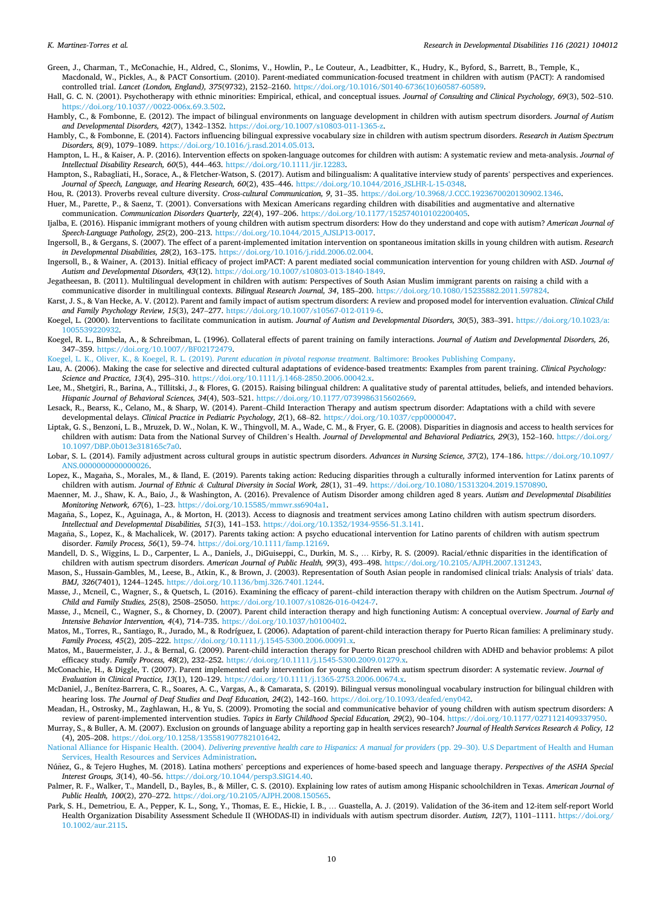Green, J., Charman, T., McConachie, H., Aldred, C., Slonims, V., Howlin, P., Le Couteur, A., Leadbitter, K., Hudry, K., Byford, S., Barrett, B., Temple, K., Macdonald, W., Pickles, A., & PACT Consortium. (2010). Parent-mediated communication-focused treatment in children with autism (PACT): A randomised controlled trial. *Lancet (London, England), 375*(9732), 2152–2160. https://doi.org/10.1016/S0140-6736(10)60587-60589.

Hall, G. C. N. (2001). Psychotherapy with ethnic minorities: Empirical, ethical, and conceptual issues. *Journal of Consulting and Clinical Psychology, 69*(3), 502–510. https://doi.org/10.1037//0022-006x.69.3.502.

Hambly, C., & Fombonne, E. (2012). The impact of bilingual environments on language development in children with autism spectrum disorders. *Journal of Autism and Developmental Disorders, 42*(7), 1342–1352. https://doi.org/10.1007/s10803-011-1365-z.

Hambly, C., & Fombonne, E. (2014). Factors influencing bilingual expressive vocabulary size in children with autism spectrum disorders. *Research in Autism Spectrum Disorders, 8*(9), 1079–1089. https://doi.org/10.1016/j.rasd.2014.05.013.

Hampton, L. H., & Kaiser, A. P. (2016). Intervention effects on spoken-language outcomes for children with autism: A systematic review and meta-analysis. *Journal of Intellectual Disability Research, 60*(5), 444–463. https://doi.org/10.1111/jir.12283.

Hampton, S., Rabagliati, H., Sorace, A., & Fletcher-Watson, S. (2017). Autism and bilingualism: A qualitative interview study of parents' perspectives and experiences. *Journal of Speech, Language, and Hearing Research, 60*(2), 435–446. https://doi.org/10.1044/2016_JSLHR-L-15-0348.

Hou, R. (2013). Proverbs reveal culture diversity. *Cross-cultural Communication, 9*, 31–35. https://doi.org/10.3968/J.CCC.1923670020130902.1346.

Huer, M., Parette, P., & Saenz, T. (2001). Conversations with Mexican Americans regarding children with disabilities and augmentative and alternative communication. *Communication Disorders Quarterly, 22*(4), 197–206. https://doi.org/10.1177/152574010102200405.

Ijalba, E. (2016). Hispanic immigrant mothers of young children with autism spectrum disorders: How do they understand and cope with autism? *American Journal of Speech-Language Pathology, 25*(2), 200–213. https://doi.org/10.1044/2015_AJSLP13-0017.

Ingersoll, B., & Gergans, S. (2007). The effect of a parent-implemented imitation intervention on spontaneous imitation skills in young children with autism. *Research in Developmental Disabilities, 28*(2), 163–175. https://doi.org/10.1016/j.ridd.2006.02.004.

Ingersoll, B., & Wainer, A. (2013). Initial efficacy of project imPACT: A parent mediated social communication intervention for young children with ASD. *Journal of Autism and Developmental Disorders, 43*(12). https://doi.org/10.1007/s10803-013-1840-1849.

Jegatheesan, B. (2011). Multilingual development in children with autism: Perspectives of South Asian Muslim immigrant parents on raising a child with a communicative disorder in multilingual contexts. *Bilingual Research Journal, 34*, 185–200. https://doi.org/10.1080/15235882.2011.597824.

Karst, J. S., & Van Hecke, A. V. (2012). Parent and family impact of autism spectrum disorders: A review and proposed model for intervention evaluation. *Clinical Child and Family Psychology Review, 15*(3), 247–277. https://doi.org/10.1007/s10567-012-0119-6.

Koegel, L. (2000). Interventions to facilitate communication in autism. *Journal of Autism and Developmental Disorders, 30*(5), 383–391. https://doi.org/10.1023/a:1005539220932.

Koegel, R. L., Bimbela, A., & Schreibman, L. (1996). Collateral effects of parent training on family interactions. *Journal of Autism and Developmental Disorders, 26*, 347–359. https://doi.org/10.1007//BF02172479.

Koegel, L. K., Oliver, K., & Koegel, R. L. (2019). *Parent education in pivotal response treatment*. Baltimore: Brookes Publishing Company.

Lau, A. (2006). Making the case for selective and directed cultural adaptations of evidence-based treatments: Examples from parent training. *Clinical Psychology: Science and Practice, 13*(4), 295–310. https://doi.org/10.1111/j.1468-2850.2006.00042.x.

Lee, M., Shetgiri, R., Barina, A., Tillitski, J., & Flores, G. (2015). Raising bilingual children: A qualitative study of parental attitudes, beliefs, and intended behaviors. *Hispanic Journal of Behavioral Sciences, 34*(4), 503–521. https://doi.org/10.1177/0739986315602669.

Lesack, R., Bearss, K., Celano, M., & Sharp, W. (2014). Parent–Child Interaction Therapy and autism spectrum disorder: Adaptations with a child with severe developmental delays. *Clinical Practice in Pediatric Psychology, 2*(1), 68–82. https://doi.org/10.1037/cpp0000047.

Liptak, G. S., Benzoni, L. B., Mruzek, D. W., Nolan, K. W., Thingvoll, M. A., Wade, C. M., & Fryer, G. E. (2008). Disparities in diagnosis and access to health services for children with autism: Data from the National Survey of Children's Health. *Journal of Developmental and Behavioral Pediatrics, 29*(3), 152–160. https://doi.org/10.1097/DBP.0b013e318165c7a0.

Lobar, S. L. (2014). Family adjustment across cultural groups in autistic spectrum disorders. *Advances in Nursing Science, 37*(2), 174–186. https://doi.org/10.1097/ANS.0000000000000026.

Lopez, K., Magaña, S., Morales, M., & Iland, E. (2019). Parents taking action: Reducing disparities through a culturally informed intervention for Latinx parents of children with autism. *Journal of Ethnic & Cultural Diversity in Social Work, 28*(1), 31–49. https://doi.org/10.1080/15313204.2019.1570890.

Maenner, M. J., Shaw, K. A., Baio, J., & Washington, A. (2016). Prevalence of Autism Disorder among children aged 8 years. *Autism and Developmental Disabilities Monitoring Network, 67*(6), 1–23. https://doi.org/10.15585/mmwr.ss6904a1.

Magaña, S., Lopez, K., Aguinaga, A., & Morton, H. (2013). Access to diagnosis and treatment services among Latino children with autism spectrum disorders. *Intellectual and Developmental Disabilities, 51*(3), 141–153. https://doi.org/10.1352/1934-9556-51.3.141.

Magaña, S., Lopez, K., & Machalicek, W. (2017). Parents taking action: A psycho educational intervention for Latino parents of children with autism spectrum disorder. *Family Process, 56*(1), 59–74. https://doi.org/10.1111/famp.12169.

Mandell, D. S., Wiggins, L. D., Carpenter, L. A., Daniels, J., DiGuiseppi, C., Durkin, M. S., … Kirby, R. S. (2009). Racial/ethnic disparities in the identification of children with autism spectrum disorders. *American Journal of Public Health, 99*(3), 493–498. https://doi.org/10.2105/AJPH.2007.131243.

Mason, S., Hussain-Gambles, M., Leese, B., Atkin, K., & Brown, J. (2003). Representation of South Asian people in randomised clinical trials: Analysis of trials' data. *BMJ, 326*(7401), 1244–1245. https://doi.org/10.1136/bmj.326.7401.1244.

Masse, J., Mcneil, C., Wagner, S., & Quetsch, L. (2016). Examining the efficacy of parent–child interaction therapy with children on the Autism Spectrum. *Journal of Child and Family Studies, 25*(8), 2508–25050. https://doi.org/10.1007/s10826-016-0424-7.

Masse, J., Mcneil, C., Wagner, S., & Chorney, D. (2007). Parent child interaction therapy and high functioning Autism: A conceptual overview. *Journal of Early and Intensive Behavior Intervention, 4*(4), 714–735. https://doi.org/10.1037/h0100402.

Matos, M., Torres, R., Santiago, R., Jurado, M., & Rodríguez, I. (2006). Adaptation of parent-child interaction therapy for Puerto Rican families: A preliminary study. *Family Process, 45*(2), 205–222. https://doi.org/10.1111/j.1545-5300.2006.00091.x.

Matos, M., Bauermeister, J. J., & Bernal, G. (2009). Parent-child interaction therapy for Puerto Rican preschool children with ADHD and behavior problems: A pilot efficacy study. *Family Process, 48*(2), 232–252. https://doi.org/10.1111/j.1545-5300.2009.01279.x.

McConachie, H., & Diggle, T. (2007). Parent implemented early intervention for young children with autism spectrum disorder: A systematic review. *Journal of Evaluation in Clinical Practice, 13*(1), 120–129. https://doi.org/10.1111/j.1365-2753.2006.00674.x.

McDaniel, J., Benítez-Barrera, C. R., Soares, A. C., Vargas, A., & Camarata, S. (2019). Bilingual versus monolingual vocabulary instruction for bilingual children with hearing loss. *The Journal of Deaf Studies and Deaf Education, 24*(2), 142–160. https://doi.org/10.1093/deafed/eny042.

Meadan, H., Ostrosky, M., Zaghlawan, H., & Yu, S. (2009). Promoting the social and communicative behavior of young children with autism spectrum disorders: A review of parent-implemented intervention studies. *Topics in Early Childhood Special Education, 29*(2), 90–104. https://doi.org/10.1177/0271121409337950.

Murray, S., & Buller, A. M. (2007). Exclusion on grounds of language ability a reporting gap in health services research? *Journal of Health Services Research & Policy, 12*(4), 205–208. https://doi.org/10.1258/135581907782101642.

National Alliance for Hispanic Health. (2004). *Delivering preventive health care to Hispanics: A manual for providers* (pp. 29–30). U.S Department of Health and Human Services, Health Resources and Services Administration.

Núñez, G., & Tejero Hughes, M. (2018). Latina mothers' perceptions and experiences of home-based speech and language therapy. *Perspectives of the ASHA Special Interest Groups, 3*(14), 40–56. https://doi.org/10.1044/persp3.SIG14.40.

Palmer, R. F., Walker, T., Mandell, D., Bayles, B., & Miller, C. S. (2010). Explaining low rates of autism among Hispanic schoolchildren in Texas. *American Journal of Public Health, 100*(2), 270–272. https://doi.org/10.2105/AJPH.2008.150565.

Park, S. H., Demetriou, E. A., Pepper, K. L., Song, Y., Thomas, E. E., Hickie, I. B., … Guastella, A. J. (2019). Validation of the 36-item and 12-item self-report World Health Organization Disability Assessment Schedule II (WHODAS-II) in individuals with autism spectrum disorder. *Autism, 12*(7), 1101–1111. https://doi.org/10.1002/aur.2115.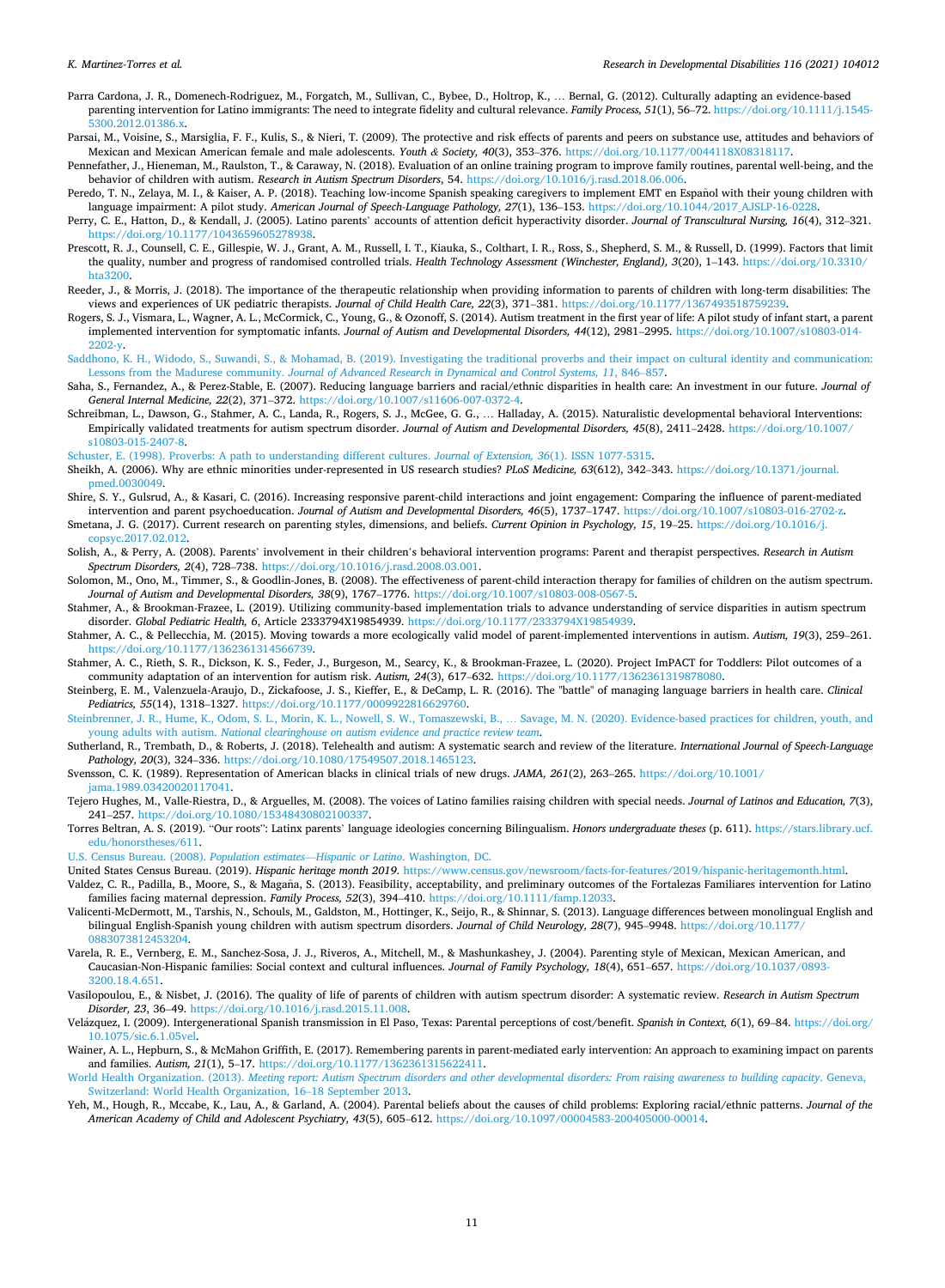Parra Cardona, J. R., Domenech-Rodriguez, M., Forgatch, M., Sullivan, C., Bybee, D., Holtrop, K., … Bernal, G. (2012). Culturally adapting an evidence-based parenting intervention for Latino immigrants: The need to integrate fidelity and cultural relevance. *Family Process, 51*(1), 56–72. https://doi.org/10.1111/j.1545-5300.2012.01386.x.

Parsai, M., Voisine, S., Marsiglia, F. F., Kulis, S., & Nieri, T. (2009). The protective and risk effects of parents and peers on substance use, attitudes and behaviors of Mexican and Mexican American female and male adolescents. *Youth & Society, 40*(3), 353–376. https://doi.org/10.1177/0044118X08318117.

Pennefather, J., Hieneman, M., Raulston, T., & Caraway, N. (2018). Evaluation of an online training program to improve family routines, parental well-being, and the behavior of children with autism. *Research in Autism Spectrum Disorders*, 54. https://doi.org/10.1016/j.rasd.2018.06.006.

Peredo, T. N., Zelaya, M. I., & Kaiser, A. P. (2018). Teaching low-income Spanish speaking caregivers to implement EMT en Español with their young children with language impairment: A pilot study. *American Journal of Speech-Language Pathology, 27*(1), 136–153. https://doi.org/10.1044/2017_AJSLP-16-0228.

Perry, C. E., Hatton, D., & Kendall, J. (2005). Latino parents' accounts of attention deficit hyperactivity disorder. *Journal of Transcultural Nursing, 16*(4), 312–321. https://doi.org/10.1177/1043659605278938.

Prescott, R. J., Counsell, C. E., Gillespie, W. J., Grant, A. M., Russell, I. T., Kiauka, S., Colthart, I. R., Ross, S., Shepherd, S. M., & Russell, D. (1999). Factors that limit the quality, number and progress of randomised controlled trials. *Health Technology Assessment (Winchester, England), 3*(20), 1–143. https://doi.org/10.3310/hta3200.

Reeder, J., & Morris, J. (2018). The importance of the therapeutic relationship when providing information to parents of children with long-term disabilities: The views and experiences of UK pediatric therapists. *Journal of Child Health Care, 22*(3), 371–381. https://doi.org/10.1177/1367493518759239.

Rogers, S. J., Vismara, L., Wagner, A. L., McCormick, C., Young, G., & Ozonoff, S. (2014). Autism treatment in the first year of life: A pilot study of infant start, a parent implemented intervention for symptomatic infants. *Journal of Autism and Developmental Disorders, 44*(12), 2981–2995. https://doi.org/10.1007/s10803-014-2202-y.

Saddhono, K. H., Widodo, S., Suwandi, S., & Mohamad, B. (2019). Investigating the traditional proverbs and their impact on cultural identity and communication: Lessons from the Madurese community. *Journal of Advanced Research in Dynamical and Control Systems, 11*, 846–857.

Saha, S., Fernandez, A., & Perez-Stable, E. (2007). Reducing language barriers and racial/ethnic disparities in health care: An investment in our future. *Journal of General Internal Medicine, 22*(2), 371–372. https://doi.org/10.1007/s11606-007-0372-4.

Schreibman, L., Dawson, G., Stahmer, A. C., Landa, R., Rogers, S. J., McGee, G. G., … Halladay, A. (2015). Naturalistic developmental behavioral Interventions: Empirically validated treatments for autism spectrum disorder. *Journal of Autism and Developmental Disorders, 45*(8), 2411–2428. https://doi.org/10.1007/s10803-015-2407-8.

Schuster, E. (1998). Proverbs: A path to understanding different cultures. *Journal of Extension, 36*(1). ISSN 1077-5315.

Sheikh, A. (2006). Why are ethnic minorities under-represented in US research studies? *PLoS Medicine, 63*(612), 342–343. https://doi.org/10.1371/journal.pmed.0030049.

Shire, S. Y., Gulsrud, A., & Kasari, C. (2016). Increasing responsive parent-child interactions and joint engagement: Comparing the influence of parent-mediated intervention and parent psychoeducation. *Journal of Autism and Developmental Disorders, 46*(5), 1737–1747. https://doi.org/10.1007/s10803-016-2702-z.

Smetana, J. G. (2017). Current research on parenting styles, dimensions, and beliefs. *Current Opinion in Psychology, 15*, 19–25. https://doi.org/10.1016/j.copsyc.2017.02.012.

Solish, A., & Perry, A. (2008). Parents' involvement in their children's behavioral intervention programs: Parent and therapist perspectives. *Research in Autism Spectrum Disorders, 2*(4), 728–738. https://doi.org/10.1016/j.rasd.2008.03.001.

Solomon, M., Ono, M., Timmer, S., & Goodlin-Jones, B. (2008). The effectiveness of parent-child interaction therapy for families of children on the autism spectrum. *Journal of Autism and Developmental Disorders, 38*(9), 1767–1776. https://doi.org/10.1007/s10803-008-0567-5.

Stahmer, A., & Brookman-Frazee, L. (2019). Utilizing community-based implementation trials to advance understanding of service disparities in autism spectrum disorder. *Global Pediatric Health, 6*, Article 2333794X19854939. https://doi.org/10.1177/2333794X19854939.

Stahmer, A. C., & Pellecchia, M. (2015). Moving towards a more ecologically valid model of parent-implemented interventions in autism. *Autism, 19*(3), 259–261. https://doi.org/10.1177/1362361314566739.

Stahmer, A. C., Rieth, S. R., Dickson, K. S., Feder, J., Burgeson, M., Searcy, K., & Brookman-Frazee, L. (2020). Project ImPACT for Toddlers: Pilot outcomes of a community adaptation of an intervention for autism risk. *Autism, 24*(3), 617–632. https://doi.org/10.1177/1362361319878080.

Steinberg, E. M., Valenzuela-Araujo, D., Zickafoose, J. S., Kieffer, E., & DeCamp, L. R. (2016). The "battle" of managing language barriers in health care. *Clinical Pediatrics, 55*(14), 1318–1327. https://doi.org/10.1177/0009922816629760.

Steinbrenner, J. R., Hume, K., Odom, S. L., Morin, K. L., Nowell, S. W., Tomaszewski, B., … Savage, M. N. (2020). Evidence-based practices for children, youth, and young adults with autism. *National clearinghouse on autism evidence and practice review team*.

Sutherland, R., Trembath, D., & Roberts, J. (2018). Telehealth and autism: A systematic search and review of the literature. *International Journal of Speech-Language Pathology, 20*(3), 324–336. https://doi.org/10.1080/17549507.2018.1465123.

Svensson, C. K. (1989). Representation of American blacks in clinical trials of new drugs. *JAMA, 261*(2), 263–265. https://doi.org/10.1001/jama.1989.03420020117041.

Tejero Hughes, M., Valle-Riestra, D., & Arguelles, M. (2008). The voices of Latino families raising children with special needs. *Journal of Latinos and Education, 7*(3), 241–257. https://doi.org/10.1080/15348430802100337.

Torres Beltran, A. S. (2019). "Our roots": Latinx parents' language ideologies concerning Bilingualism. *Honors undergraduate theses* (p. 611). https://stars.library.ucf.edu/honorstheses/611.

U.S. Census Bureau. (2008). *Population estimates—Hispanic or Latino*. Washington, DC.

United States Census Bureau. (2019). *Hispanic heritage month 2019*. https://www.census.gov/newsroom/facts-for-features/2019/hispanic-heritagemonth.html.

Valdez, C. R., Padilla, B., Moore, S., & Magaña, S. (2013). Feasibility, acceptability, and preliminary outcomes of the Fortalezas Familiares intervention for Latino families facing maternal depression. *Family Process, 52*(3), 394–410. https://doi.org/10.1111/famp.12033.

Valicenti-McDermott, M., Tarshis, N., Schouls, M., Galdston, M., Hottinger, K., Seijo, R., & Shinnar, S. (2013). Language differences between monolingual English and bilingual English-Spanish young children with autism spectrum disorders. *Journal of Child Neurology, 28*(7), 945–9948. https://doi.org/10.1177/0883073812453204.

Varela, R. E., Vernberg, E. M., Sanchez-Sosa, J. J., Riveros, A., Mitchell, M., & Mashunkashey, J. (2004). Parenting style of Mexican, Mexican American, and Caucasian-Non-Hispanic families: Social context and cultural influences. *Journal of Family Psychology, 18*(4), 651–657. https://doi.org/10.1037/0893-3200.18.4.651.

Vasilopoulou, E., & Nisbet, J. (2016). The quality of life of parents of children with autism spectrum disorder: A systematic review. *Research in Autism Spectrum Disorder, 23*, 36–49. https://doi.org/10.1016/j.rasd.2015.11.008.

Velázquez, I. (2009). Intergenerational Spanish transmission in El Paso, Texas: Parental perceptions of cost/benefit. *Spanish in Context, 6*(1), 69–84. https://doi.org/10.1075/sic.6.1.05vel.

Wainer, A. L., Hepburn, S., & McMahon Griffith, E. (2017). Remembering parents in parent-mediated early intervention: An approach to examining impact on parents and families. *Autism, 21*(1), 5–17. https://doi.org/10.1177/1362361315622411.

World Health Organization. (2013). *Meeting report: Autism Spectrum disorders and other developmental disorders: From raising awareness to building capacity*. Geneva, Switzerland: World Health Organization, 16–18 September 2013.

Yeh, M., Hough, R., Mccabe, K., Lau, A., & Garland, A. (2004). Parental beliefs about the causes of child problems: Exploring racial/ethnic patterns. *Journal of the American Academy of Child and Adolescent Psychiatry, 43*(5), 605–612. https://doi.org/10.1097/00004583-200405000-00014.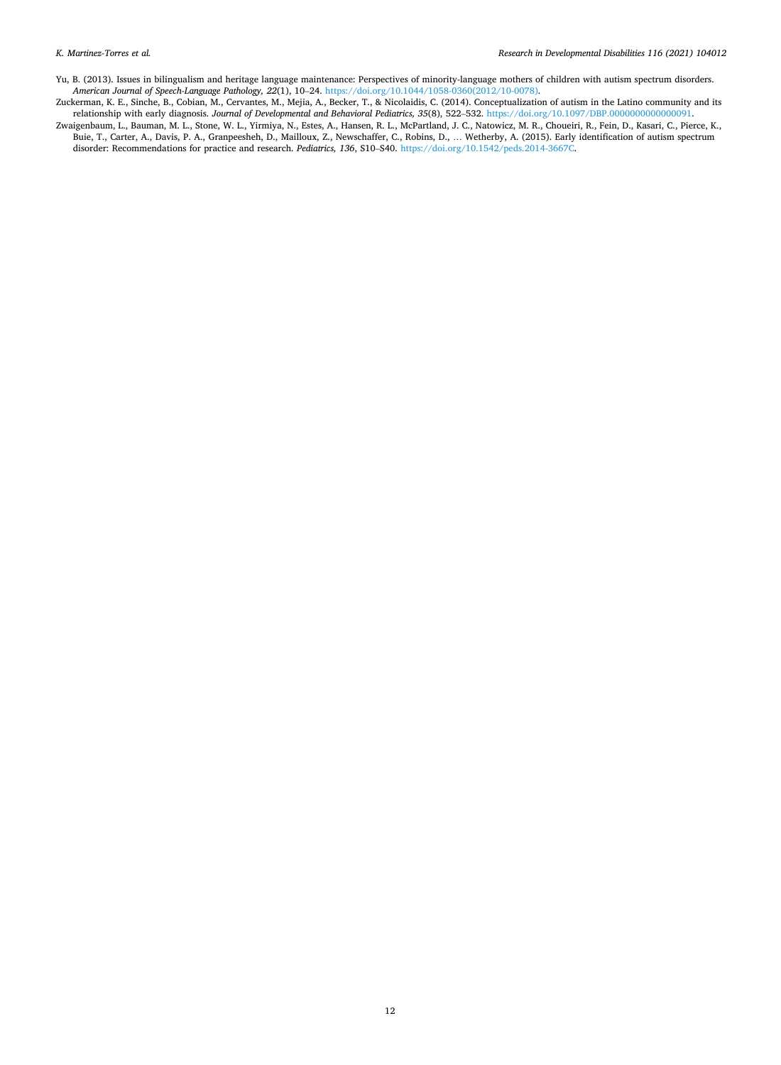Yu, B. (2013). Issues in bilingualism and heritage language maintenance: Perspectives of minority-language mothers of children with autism spectrum disorders. *American Journal of Speech-Language Pathology, 22*(1), 10–24. https://doi.org/10.1044/1058-0360(2012/10-0078).

Zuckerman, K. E., Sinche, B., Cobian, M., Cervantes, M., Mejia, A., Becker, T., & Nicolaidis, C. (2014). Conceptualization of autism in the Latino community and its relationship with early diagnosis. *Journal of Developmental and Behavioral Pediatrics, 35*(8), 522–532. https://doi.org/10.1097/DBP.0000000000000091.

Zwaigenbaum, L., Bauman, M. L., Stone, W. L., Yirmiya, N., Estes, A., Hansen, R. L., McPartland, J. C., Natowicz, M. R., Choueiri, R., Fein, D., Kasari, C., Pierce, K., Buie, T., Carter, A., Davis, P. A., Granpeesheh, D., Mailloux, Z., Newschaffer, C., Robins, D., … Wetherby, A. (2015). Early identification of autism spectrum disorder: Recommendations for practice and research. *Pediatrics, 136*, S10–S40. https://doi.org/10.1542/peds.2014-3667C.